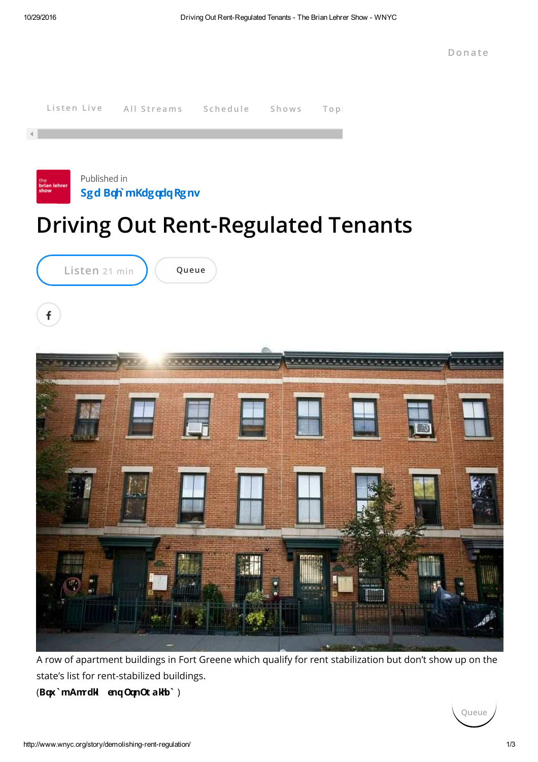Donate

Listen Live | All Streams | Schedule | Shows | Topi

Published in
**The Brian Lehrer Show**

# Driving Out Rent-Regulated Tenants

Listen 21 min | Queue

A row of apartment buildings in Fort Greene which qualify for rent stabilization but don't show up on the state's list for rent-stabilized buildings.
(**Bqx`mAmrdkl enq OqnOt akhb`**)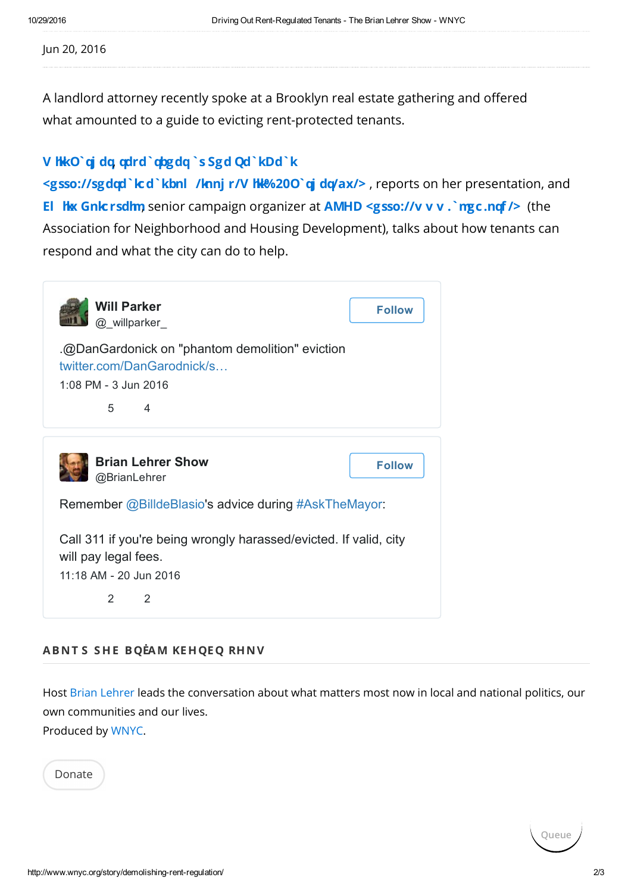Jun 20, 2016

A landlord attorney recently spoke at a Brooklyn real estate gathering and offered what amounted to a guide to evicting rent-protected tenants.

Will Parker, researcher at The Real Deal <http://therealdeal.com/looks/Will%20Parker/by/>, reports on her presentation, and Emily Goldstein, senior campaign organizer at ANHD <http://www.anhd.org/> (the Association for Neighborhood and Housing Development), talks about how tenants can respond and what the city can do to help.

> **Will Parker**
> @_willparker_
>
> .@DanGardonick on "phantom demolition" eviction
> twitter.com/DanGarodnick/s…
>
> 1:08 PM - 3 Jun 2016
>
> 5 4

> **Brian Lehrer Show**
> @BrianLehrer
>
> Remember @BilldeBlasio's advice during #AskTheMayor:
>
> Call 311 if you're being wrongly harassed/evicted. If valid, city will pay legal fees.
>
> 11:18 AM - 20 Jun 2016
>
> 2 2

## ABOUT THE BRIAN LEHRER SHOW

Host Brian Lehrer leads the conversation about what matters most now in local and national politics, our own communities and our lives.
Produced by WNYC.

Donate

Queue